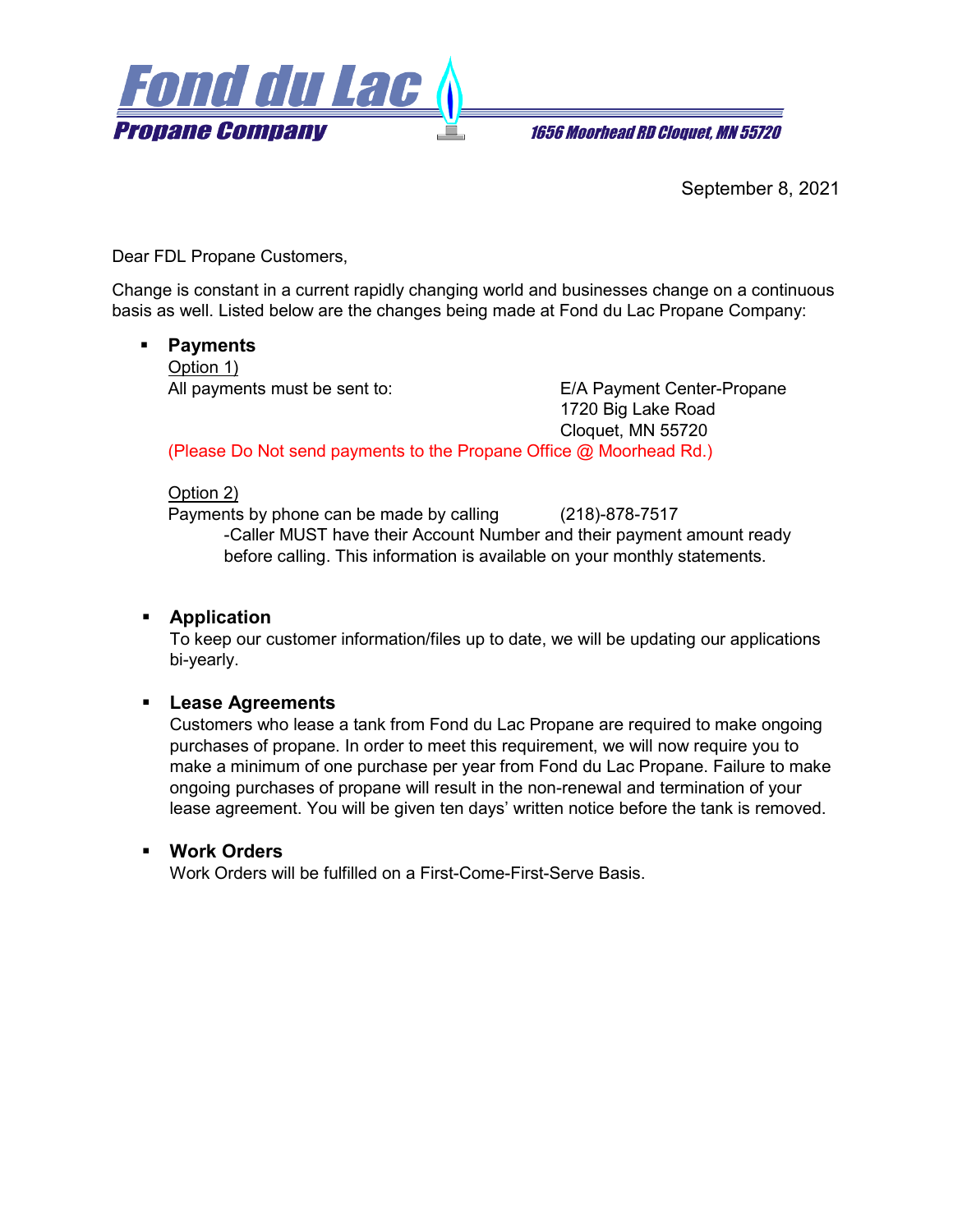# Fond du Lac Propane Company

1656 Moorhead RD Cloquet, MN 55720

September 8, 2021

Dear FDL Propane Customers,

Change is constant in a current rapidly changing world and businesses change on a continuous basis as well. Listed below are the changes being made at Fond du Lac Propane Company:

- **Payments**

  Option 1)

  All payments must be sent to: E/A Payment Center-Propane
  1720 Big Lake Road
  Cloquet, MN 55720

  (Please Do Not send payments to the Propane Office @ Moorhead Rd.)

  Option 2)

  Payments by phone can be made by calling (218)-878-7517

  -Caller MUST have their Account Number and their payment amount ready before calling. This information is available on your monthly statements.

- **Application**

  To keep our customer information/files up to date, we will be updating our applications bi-yearly.

- **Lease Agreements**

  Customers who lease a tank from Fond du Lac Propane are required to make ongoing purchases of propane. In order to meet this requirement, we will now require you to make a minimum of one purchase per year from Fond du Lac Propane. Failure to make ongoing purchases of propane will result in the non-renewal and termination of your lease agreement. You will be given ten days' written notice before the tank is removed.

- **Work Orders**

  Work Orders will be fulfilled on a First-Come-First-Serve Basis.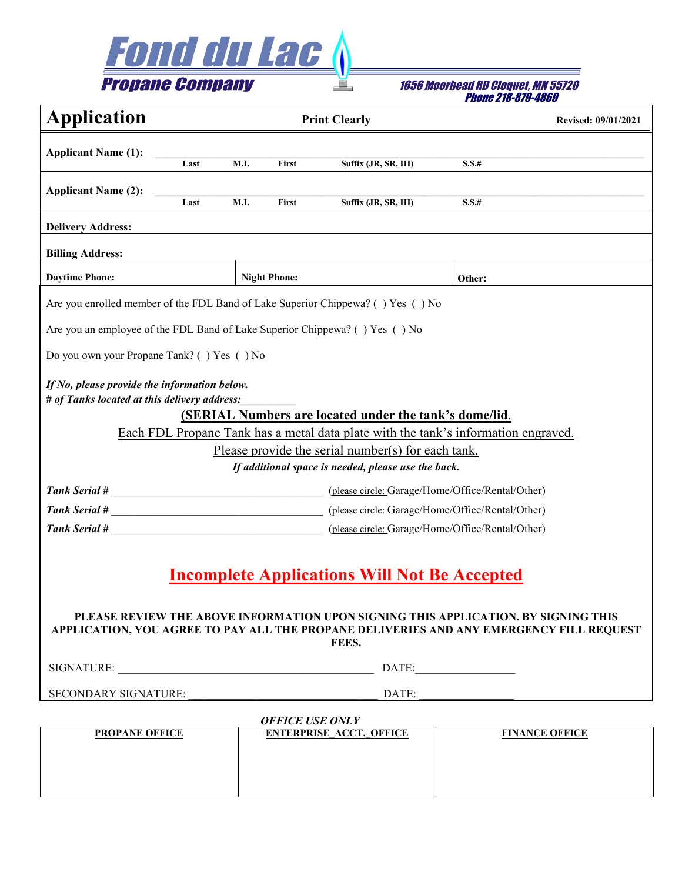# Fond du Lac
## Propane Company

1656 Moorhead RD Cloquet, MN 55720
Phone 218-879-4869

**Application** | **Print Clearly** | **Revised: 09/01/2021**

**Applicant Name (1):** ______________________________________________
Last | M.I. | First | Suffix (JR, SR, III) | S.S.#

**Applicant Name (2):** ______________________________________________
Last | M.I. | First | Suffix (JR, SR, III) | S.S.#

**Delivery Address:**

**Billing Address:**

| **Daytime Phone:** | **Night Phone:** | **Other:** |
|---|---|---|

Are you enrolled member of the FDL Band of Lake Superior Chippewa? ( ) Yes ( ) No

Are you an employee of the FDL Band of Lake Superior Chippewa? ( ) Yes ( ) No

Do you own your Propane Tank? ( ) Yes ( ) No

***If No, please provide the information below.***
***# of Tanks located at this delivery address:_________***

**(SERIAL Numbers are located under the tank's dome/lid.**

Each FDL Propane Tank has a metal data plate with the tank's information engraved.

Please provide the serial number(s) for each tank.

***If additional space is needed, please use the back.***

***Tank Serial #*** ________________________________ (please circle: Garage/Home/Office/Rental/Other)

***Tank Serial #*** ________________________________ (please circle: Garage/Home/Office/Rental/Other)

***Tank Serial #*** ________________________________ (please circle: Garage/Home/Office/Rental/Other)

## Incomplete Applications Will Not Be Accepted

**PLEASE REVIEW THE ABOVE INFORMATION UPON SIGNING THIS APPLICATION. BY SIGNING THIS APPLICATION, YOU AGREE TO PAY ALL THE PROPANE DELIVERIES AND ANY EMERGENCY FILL REQUEST FEES.**

SIGNATURE: ________________________________________ DATE:_________________

SECONDARY SIGNATURE: ______________________________ DATE: ________________

***OFFICE USE ONLY***

| PROPANE OFFICE | ENTERPRISE ACCT. OFFICE | FINANCE OFFICE |
|---|---|---|
| | | |